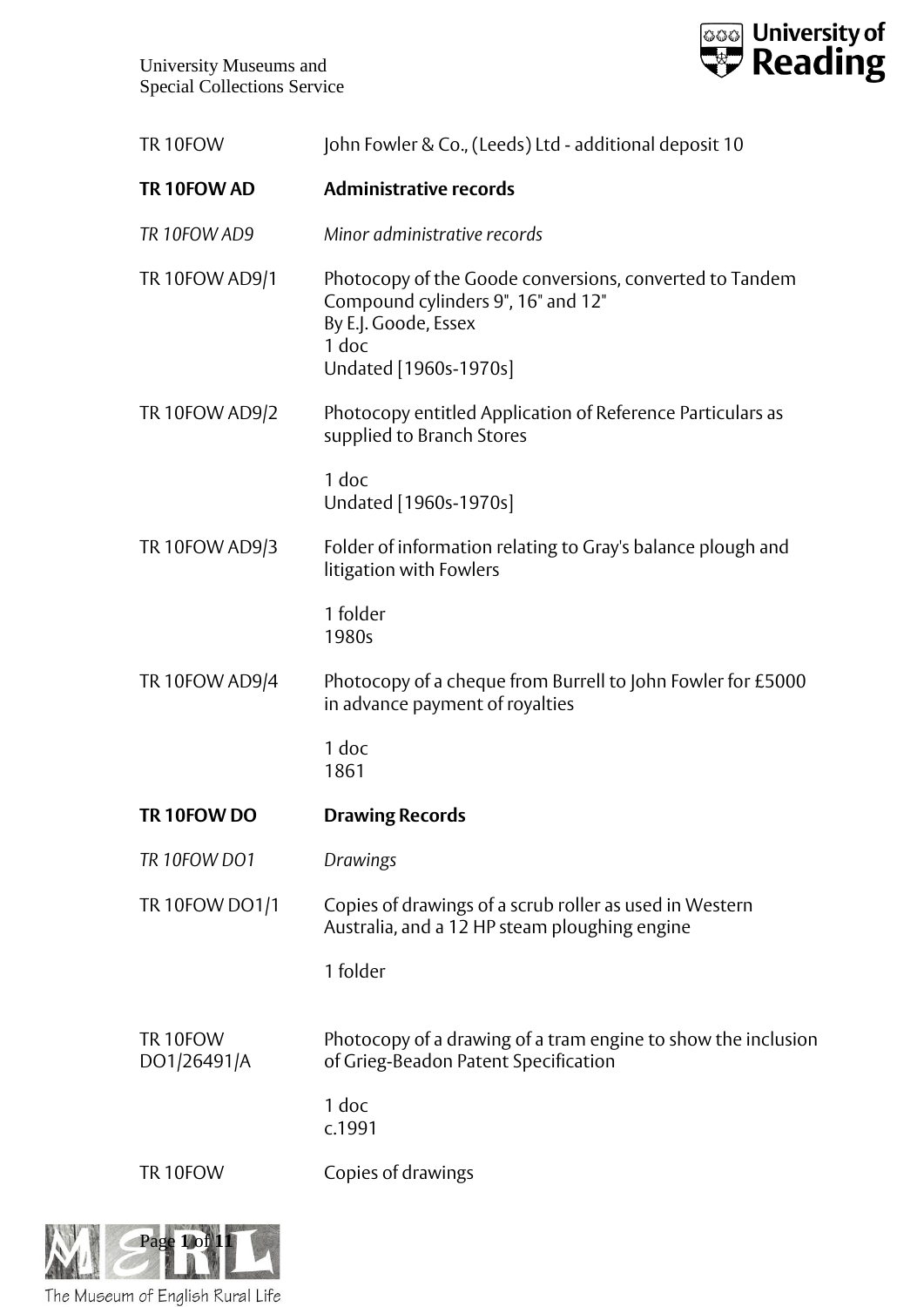| | |
|---|---|
| TR 10FOW | John Fowler & Co., (Leeds) Ltd - additional deposit 10 |
| **TR 10FOW AD** | **Administrative records** |
| *TR 10FOW AD9* | *Minor administrative records* |
| TR 10FOW AD9/1 | Photocopy of the Goode conversions, converted to Tandem Compound cylinders 9", 16" and 12"<br>By E.J. Goode, Essex<br>1 doc<br>Undated [1960s-1970s] |
| TR 10FOW AD9/2 | Photocopy entitled Application of Reference Particulars as supplied to Branch Stores<br><br>1 doc<br>Undated [1960s-1970s] |
| TR 10FOW AD9/3 | Folder of information relating to Gray's balance plough and litigation with Fowlers<br><br>1 folder<br>1980s |
| TR 10FOW AD9/4 | Photocopy of a cheque from Burrell to John Fowler for £5000 in advance payment of royalties<br><br>1 doc<br>1861 |
| **TR 10FOW DO** | **Drawing Records** |
| *TR 10FOW DO1* | *Drawings* |
| TR 10FOW DO1/1 | Copies of drawings of a scrub roller as used in Western Australia, and a 12 HP steam ploughing engine<br><br>1 folder |
| TR 10FOW DO1/26491/A | Photocopy of a drawing of a tram engine to show the inclusion of Grieg-Beadon Patent Specification<br><br>1 doc<br>c.1991 |
| TR 10FOW | Copies of drawings |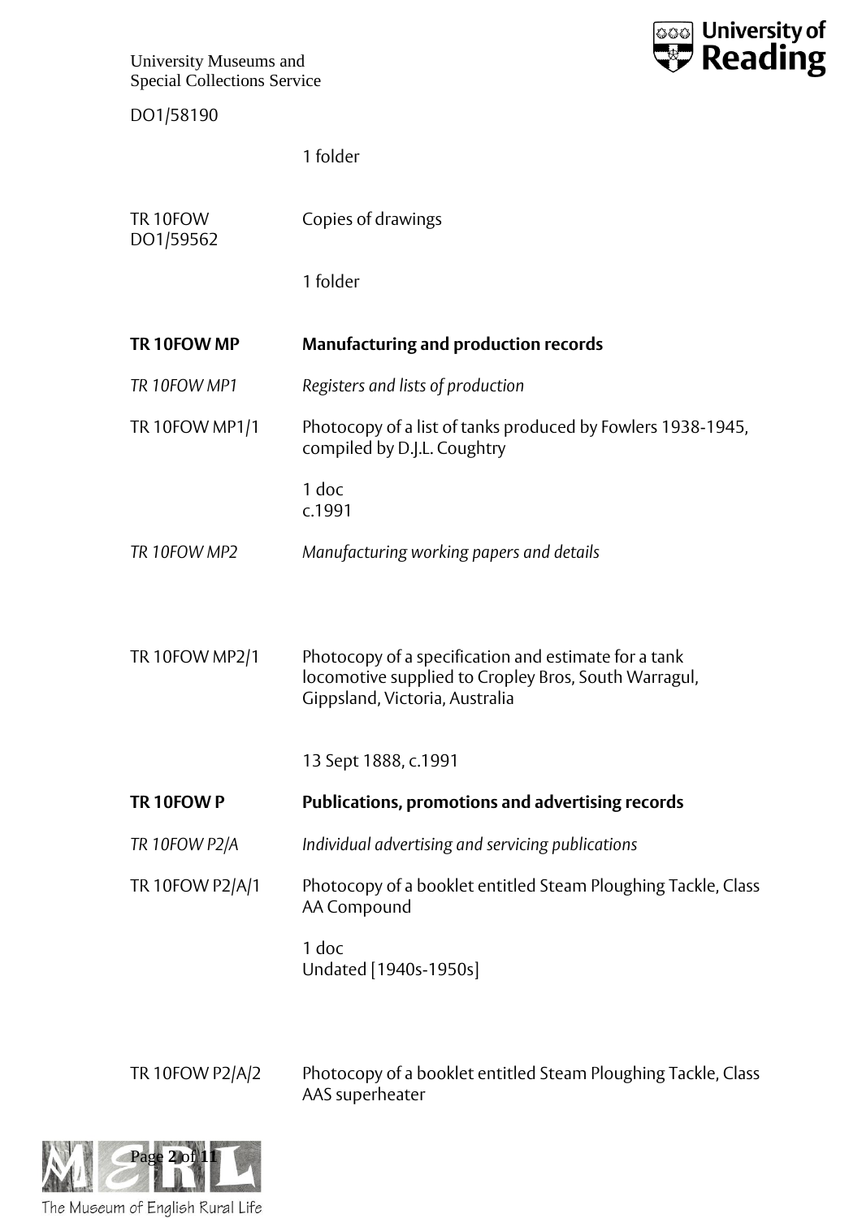DO1/58190

1 folder

TR 10FOW
DO1/59562

Copies of drawings

1 folder

**TR 10FOW MP** **Manufacturing and production records**

*TR 10FOW MP1* *Registers and lists of production*

TR 10FOW MP1/1 Photocopy of a list of tanks produced by Fowlers 1938-1945, compiled by D.J.L. Coughtry

1 doc
c.1991

*TR 10FOW MP2* *Manufacturing working papers and details*

TR 10FOW MP2/1 Photocopy of a specification and estimate for a tank locomotive supplied to Cropley Bros, South Warragul, Gippsland, Victoria, Australia

13 Sept 1888, c.1991

**TR 10FOW P** **Publications, promotions and advertising records**

*TR 10FOW P2/A* *Individual advertising and servicing publications*

TR 10FOW P2/A/1 Photocopy of a booklet entitled Steam Ploughing Tackle, Class AA Compound

1 doc
Undated [1940s-1950s]

TR 10FOW P2/A/2 Photocopy of a booklet entitled Steam Ploughing Tackle, Class AAS superheater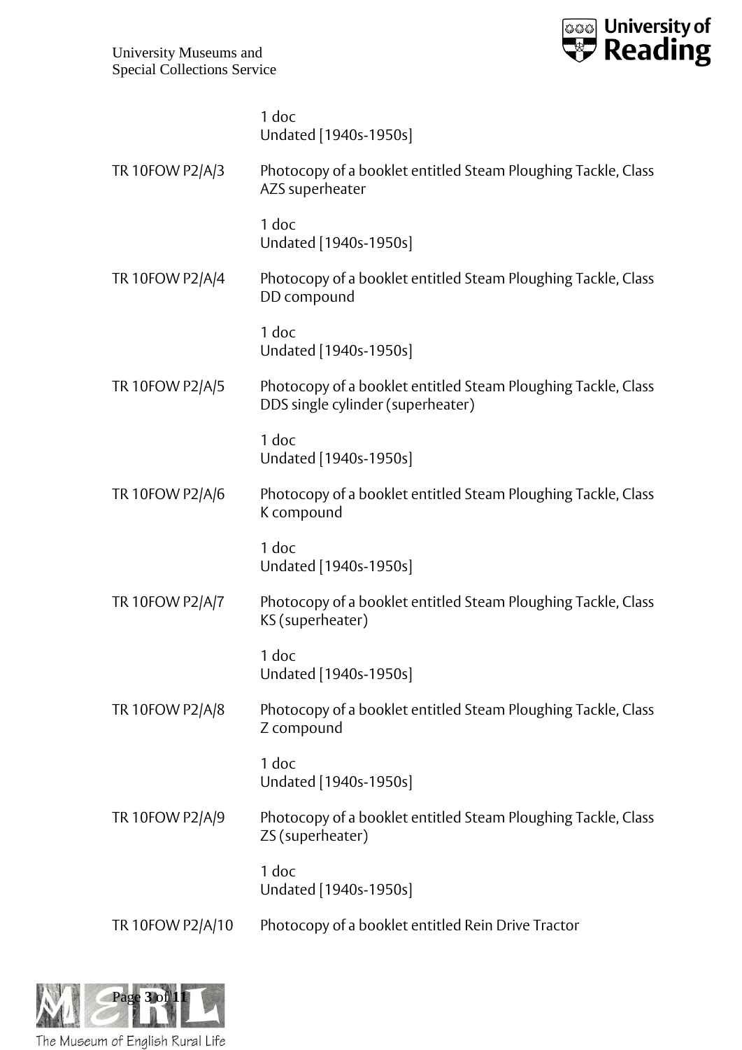1 doc
Undated [1940s-1950s]

TR 10FOW P2/A/3 Photocopy of a booklet entitled Steam Ploughing Tackle, Class AZS superheater

1 doc
Undated [1940s-1950s]

TR 10FOW P2/A/4 Photocopy of a booklet entitled Steam Ploughing Tackle, Class DD compound

1 doc
Undated [1940s-1950s]

TR 10FOW P2/A/5 Photocopy of a booklet entitled Steam Ploughing Tackle, Class DDS single cylinder (superheater)

1 doc
Undated [1940s-1950s]

TR 10FOW P2/A/6 Photocopy of a booklet entitled Steam Ploughing Tackle, Class K compound

1 doc
Undated [1940s-1950s]

TR 10FOW P2/A/7 Photocopy of a booklet entitled Steam Ploughing Tackle, Class KS (superheater)

1 doc
Undated [1940s-1950s]

TR 10FOW P2/A/8 Photocopy of a booklet entitled Steam Ploughing Tackle, Class Z compound

1 doc
Undated [1940s-1950s]

TR 10FOW P2/A/9 Photocopy of a booklet entitled Steam Ploughing Tackle, Class ZS (superheater)

1 doc
Undated [1940s-1950s]

TR 10FOW P2/A/10 Photocopy of a booklet entitled Rein Drive Tractor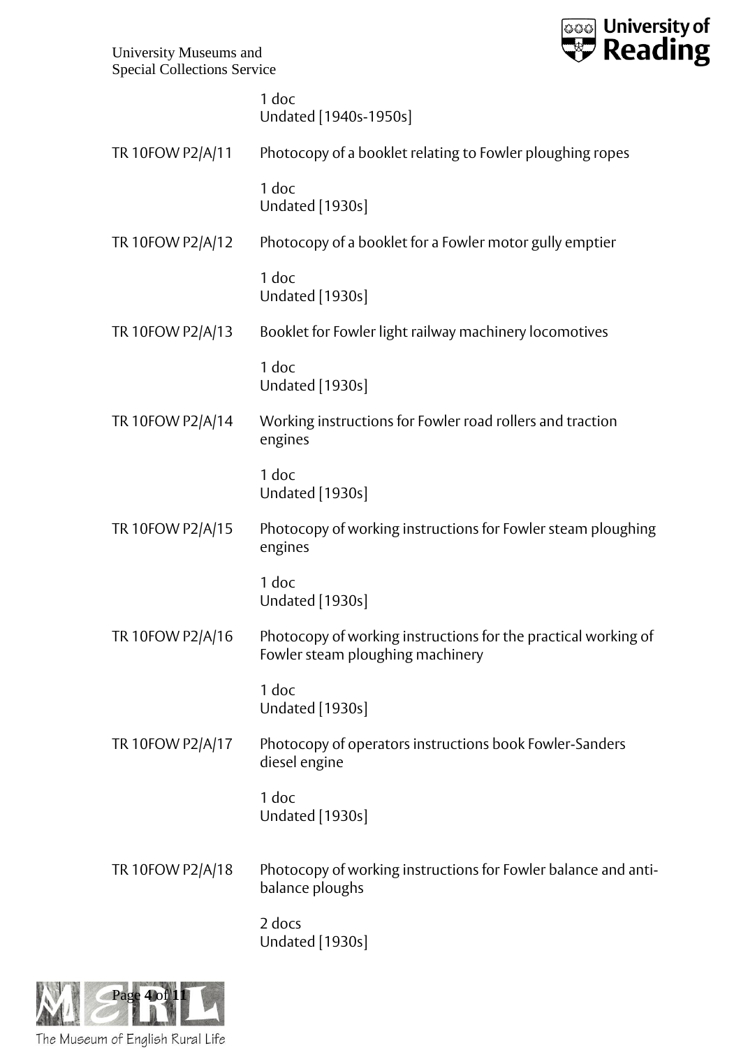1 doc
Undated [1940s-1950s]

| | |
|---|---|
| TR 10FOW P2/A/11 | Photocopy of a booklet relating to Fowler ploughing ropes<br><br>1 doc<br>Undated [1930s] |
| TR 10FOW P2/A/12 | Photocopy of a booklet for a Fowler motor gully emptier<br><br>1 doc<br>Undated [1930s] |
| TR 10FOW P2/A/13 | Booklet for Fowler light railway machinery locomotives<br><br>1 doc<br>Undated [1930s] |
| TR 10FOW P2/A/14 | Working instructions for Fowler road rollers and traction engines<br><br>1 doc<br>Undated [1930s] |
| TR 10FOW P2/A/15 | Photocopy of working instructions for Fowler steam ploughing engines<br><br>1 doc<br>Undated [1930s] |
| TR 10FOW P2/A/16 | Photocopy of working instructions for the practical working of Fowler steam ploughing machinery<br><br>1 doc<br>Undated [1930s] |
| TR 10FOW P2/A/17 | Photocopy of operators instructions book Fowler-Sanders diesel engine<br><br>1 doc<br>Undated [1930s] |
| TR 10FOW P2/A/18 | Photocopy of working instructions for Fowler balance and anti-balance ploughs<br><br>2 docs<br>Undated [1930s] |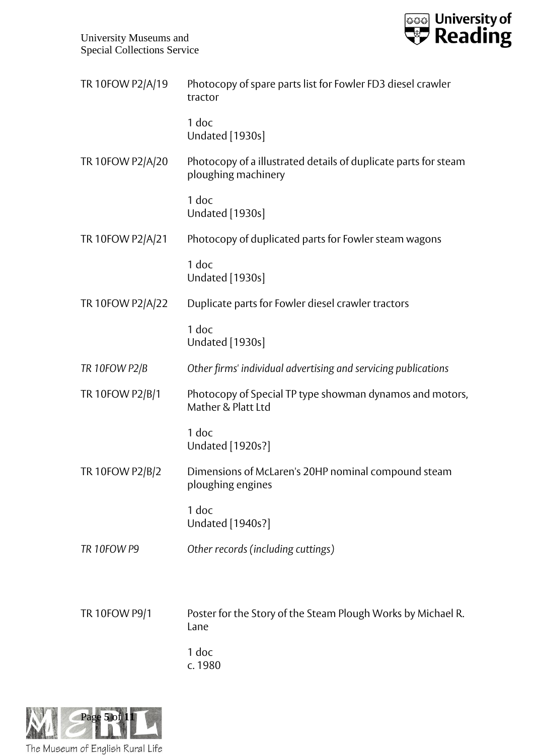| | |
|---|---|
| TR 10FOW P2/A/19 | Photocopy of spare parts list for Fowler FD3 diesel crawler tractor<br><br>1 doc<br>Undated [1930s] |
| TR 10FOW P2/A/20 | Photocopy of a illustrated details of duplicate parts for steam ploughing machinery<br><br>1 doc<br>Undated [1930s] |
| TR 10FOW P2/A/21 | Photocopy of duplicated parts for Fowler steam wagons<br><br>1 doc<br>Undated [1930s] |
| TR 10FOW P2/A/22 | Duplicate parts for Fowler diesel crawler tractors<br><br>1 doc<br>Undated [1930s] |
| *TR 10FOW P2/B* | *Other firms' individual advertising and servicing publications* |
| TR 10FOW P2/B/1 | Photocopy of Special TP type showman dynamos and motors, Mather & Platt Ltd<br><br>1 doc<br>Undated [1920s?] |
| TR 10FOW P2/B/2 | Dimensions of McLaren's 20HP nominal compound steam ploughing engines<br><br>1 doc<br>Undated [1940s?] |
| *TR 10FOW P9* | *Other records (including cuttings)* |
| TR 10FOW P9/1 | Poster for the Story of the Steam Plough Works by Michael R. Lane<br><br>1 doc<br>c. 1980 |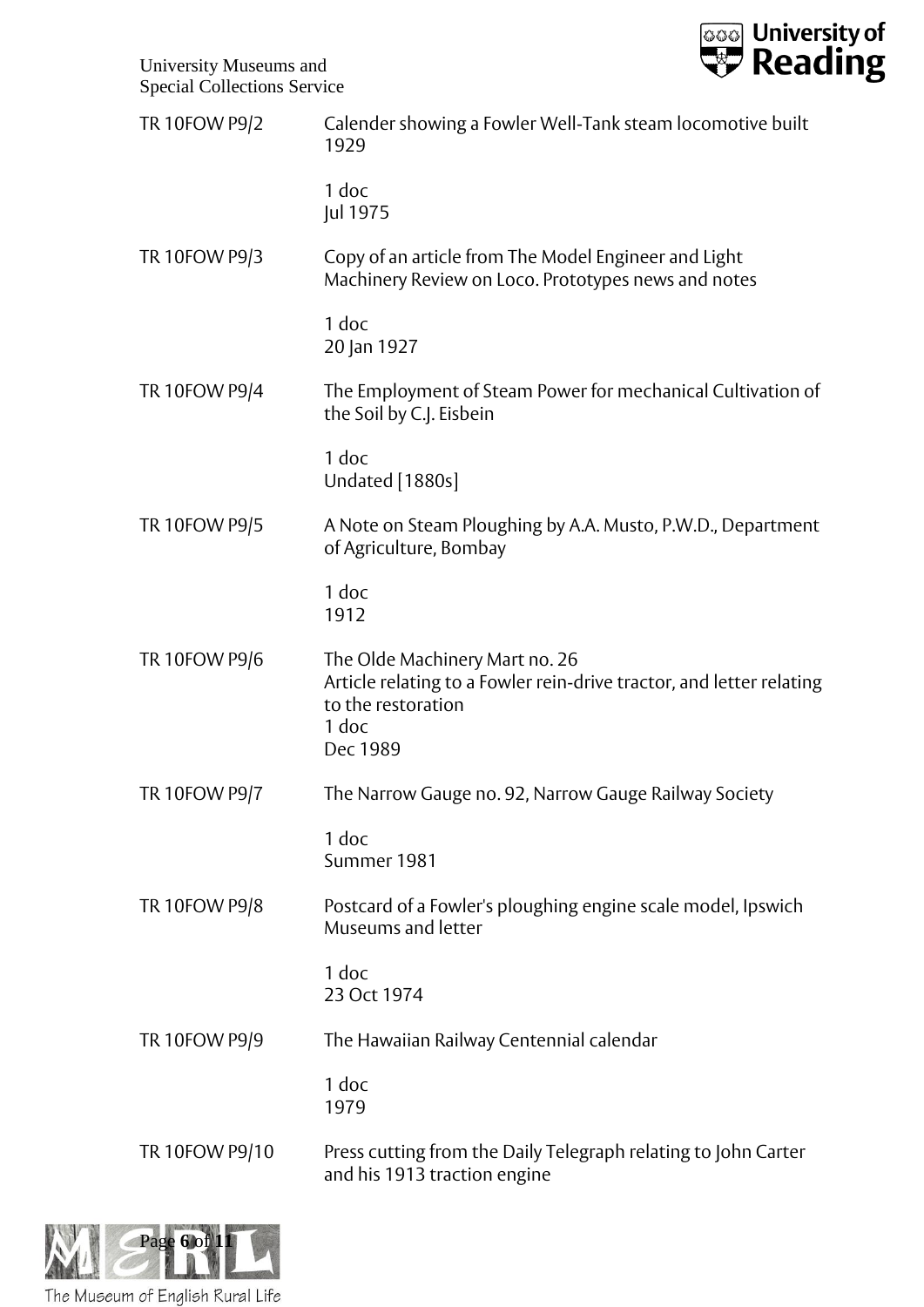TR 10FOW P9/2 Calender showing a Fowler Well-Tank steam locomotive built 1929

1 doc
Jul 1975

TR 10FOW P9/3 Copy of an article from The Model Engineer and Light Machinery Review on Loco. Prototypes news and notes

1 doc
20 Jan 1927

TR 10FOW P9/4 The Employment of Steam Power for mechanical Cultivation of the Soil by C.J. Eisbein

1 doc
Undated [1880s]

TR 10FOW P9/5 A Note on Steam Ploughing by A.A. Musto, P.W.D., Department of Agriculture, Bombay

1 doc
1912

TR 10FOW P9/6 The Olde Machinery Mart no. 26
Article relating to a Fowler rein-drive tractor, and letter relating to the restoration
1 doc
Dec 1989

TR 10FOW P9/7 The Narrow Gauge no. 92, Narrow Gauge Railway Society

1 doc
Summer 1981

TR 10FOW P9/8 Postcard of a Fowler's ploughing engine scale model, Ipswich Museums and letter

1 doc
23 Oct 1974

TR 10FOW P9/9 The Hawaiian Railway Centennial calendar

1 doc
1979

TR 10FOW P9/10 Press cutting from the Daily Telegraph relating to John Carter and his 1913 traction engine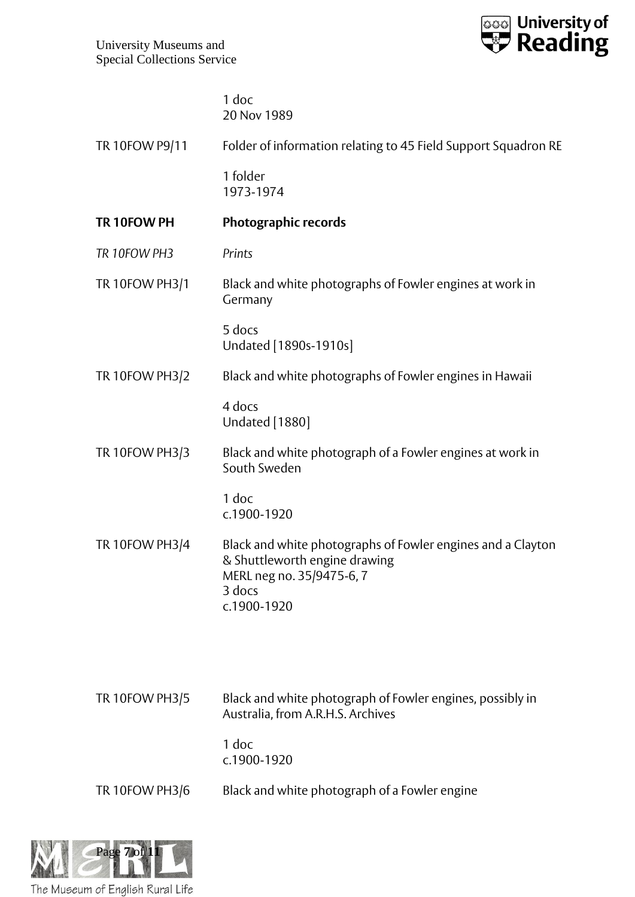1 doc
20 Nov 1989

TR 10FOW P9/11 Folder of information relating to 45 Field Support Squadron RE

1 folder
1973-1974

**TR 10FOW PH** **Photographic records**

*TR 10FOW PH3* *Prints*

TR 10FOW PH3/1 Black and white photographs of Fowler engines at work in Germany

5 docs
Undated [1890s-1910s]

TR 10FOW PH3/2 Black and white photographs of Fowler engines in Hawaii

4 docs
Undated [1880]

TR 10FOW PH3/3 Black and white photograph of a Fowler engines at work in South Sweden

1 doc
c.1900-1920

TR 10FOW PH3/4 Black and white photographs of Fowler engines and a Clayton & Shuttleworth engine drawing
MERL neg no. 35/9475-6, 7
3 docs
c.1900-1920

TR 10FOW PH3/5 Black and white photograph of Fowler engines, possibly in Australia, from A.R.H.S. Archives

1 doc
c.1900-1920

TR 10FOW PH3/6 Black and white photograph of a Fowler engine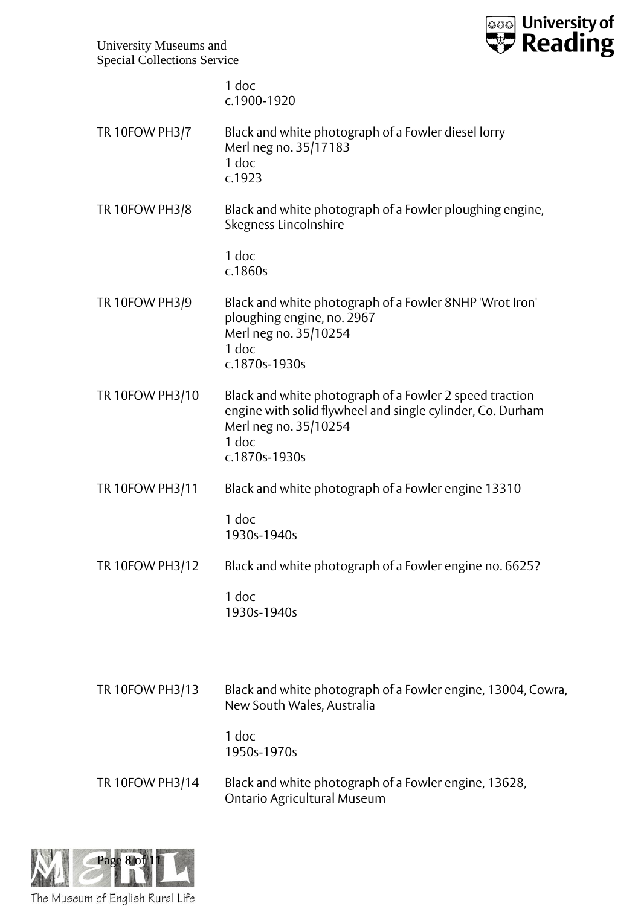1 doc
c.1900-1920

TR 10FOW PH3/7 Black and white photograph of a Fowler diesel lorry
Merl neg no. 35/17183
1 doc
c.1923

TR 10FOW PH3/8 Black and white photograph of a Fowler ploughing engine, Skegness Lincolnshire

1 doc
c.1860s

TR 10FOW PH3/9 Black and white photograph of a Fowler 8NHP 'Wrot Iron' ploughing engine, no. 2967
Merl neg no. 35/10254
1 doc
c.1870s-1930s

TR 10FOW PH3/10 Black and white photograph of a Fowler 2 speed traction engine with solid flywheel and single cylinder, Co. Durham
Merl neg no. 35/10254
1 doc
c.1870s-1930s

TR 10FOW PH3/11 Black and white photograph of a Fowler engine 13310

1 doc
1930s-1940s

TR 10FOW PH3/12 Black and white photograph of a Fowler engine no. 6625?

1 doc
1930s-1940s

TR 10FOW PH3/13 Black and white photograph of a Fowler engine, 13004, Cowra, New South Wales, Australia

1 doc
1950s-1970s

TR 10FOW PH3/14 Black and white photograph of a Fowler engine, 13628, Ontario Agricultural Museum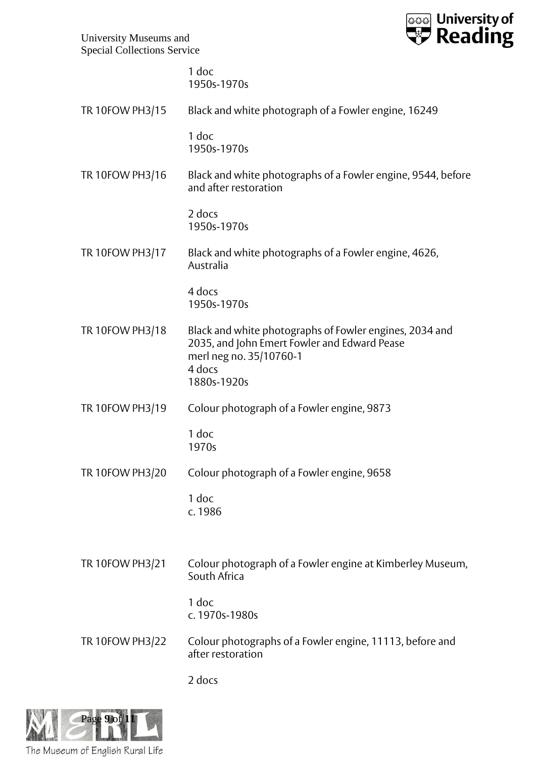1 doc
1950s-1970s

TR 10FOW PH3/15 Black and white photograph of a Fowler engine, 16249

1 doc
1950s-1970s

TR 10FOW PH3/16 Black and white photographs of a Fowler engine, 9544, before and after restoration

2 docs
1950s-1970s

TR 10FOW PH3/17 Black and white photographs of a Fowler engine, 4626, Australia

4 docs
1950s-1970s

TR 10FOW PH3/18 Black and white photographs of Fowler engines, 2034 and 2035, and John Emert Fowler and Edward Pease
merl neg no. 35/10760-1
4 docs
1880s-1920s

TR 10FOW PH3/19 Colour photograph of a Fowler engine, 9873

1 doc
1970s

TR 10FOW PH3/20 Colour photograph of a Fowler engine, 9658

1 doc
c. 1986

TR 10FOW PH3/21 Colour photograph of a Fowler engine at Kimberley Museum, South Africa

1 doc
c. 1970s-1980s

TR 10FOW PH3/22 Colour photographs of a Fowler engine, 11113, before and after restoration

2 docs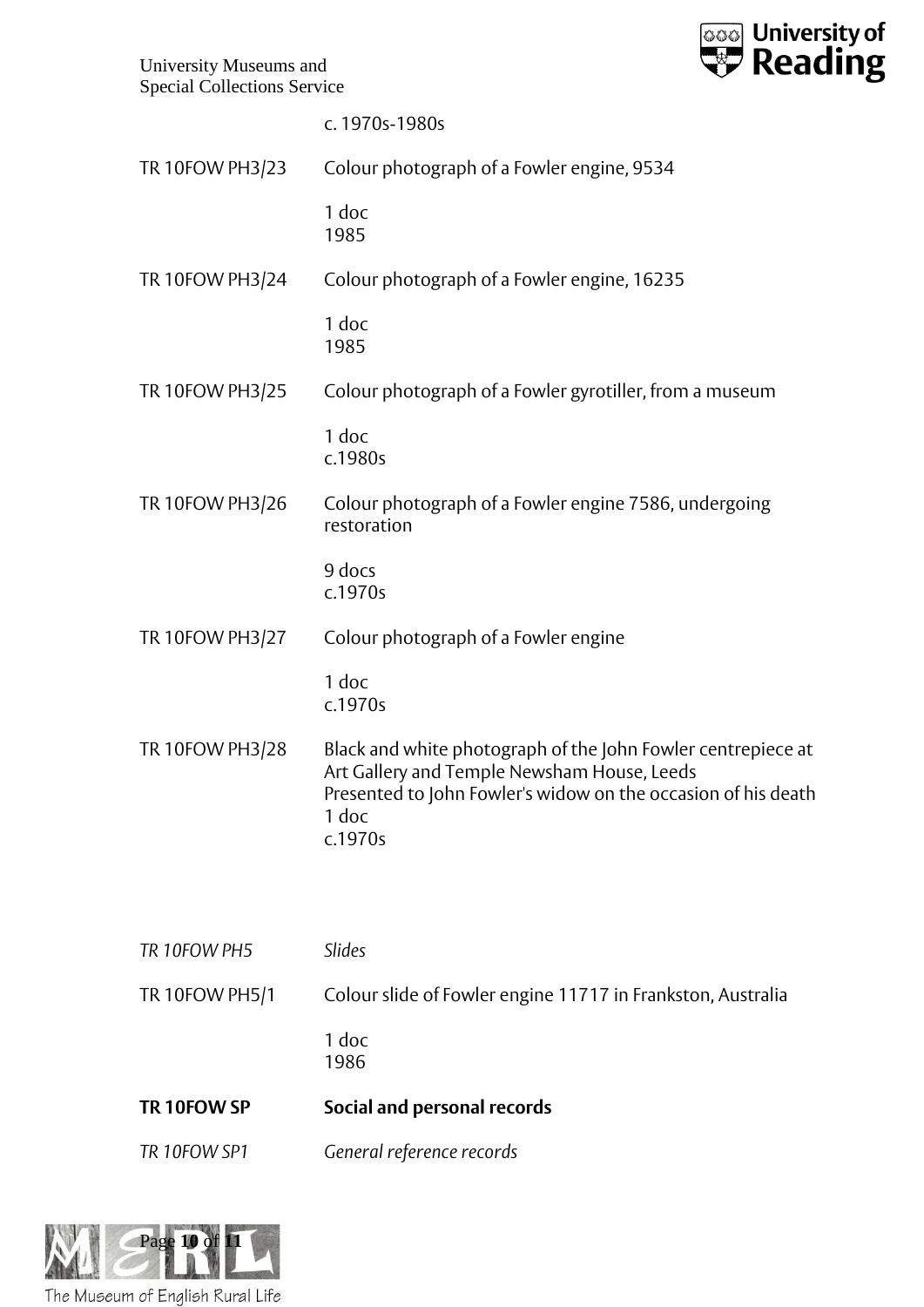c. 1970s-1980s

TR 10FOW PH3/23 Colour photograph of a Fowler engine, 9534

1 doc
1985

TR 10FOW PH3/24 Colour photograph of a Fowler engine, 16235

1 doc
1985

TR 10FOW PH3/25 Colour photograph of a Fowler gyrotiller, from a museum

1 doc
c.1980s

TR 10FOW PH3/26 Colour photograph of a Fowler engine 7586, undergoing restoration

9 docs
c.1970s

TR 10FOW PH3/27 Colour photograph of a Fowler engine

1 doc
c.1970s

TR 10FOW PH3/28 Black and white photograph of the John Fowler centrepiece at Art Gallery and Temple Newsham House, Leeds
Presented to John Fowler's widow on the occasion of his death
1 doc
c.1970s

*TR 10FOW PH5* *Slides*

TR 10FOW PH5/1 Colour slide of Fowler engine 11717 in Frankston, Australia

1 doc
1986

**TR 10FOW SP** **Social and personal records**

*TR 10FOW SP1* *General reference records*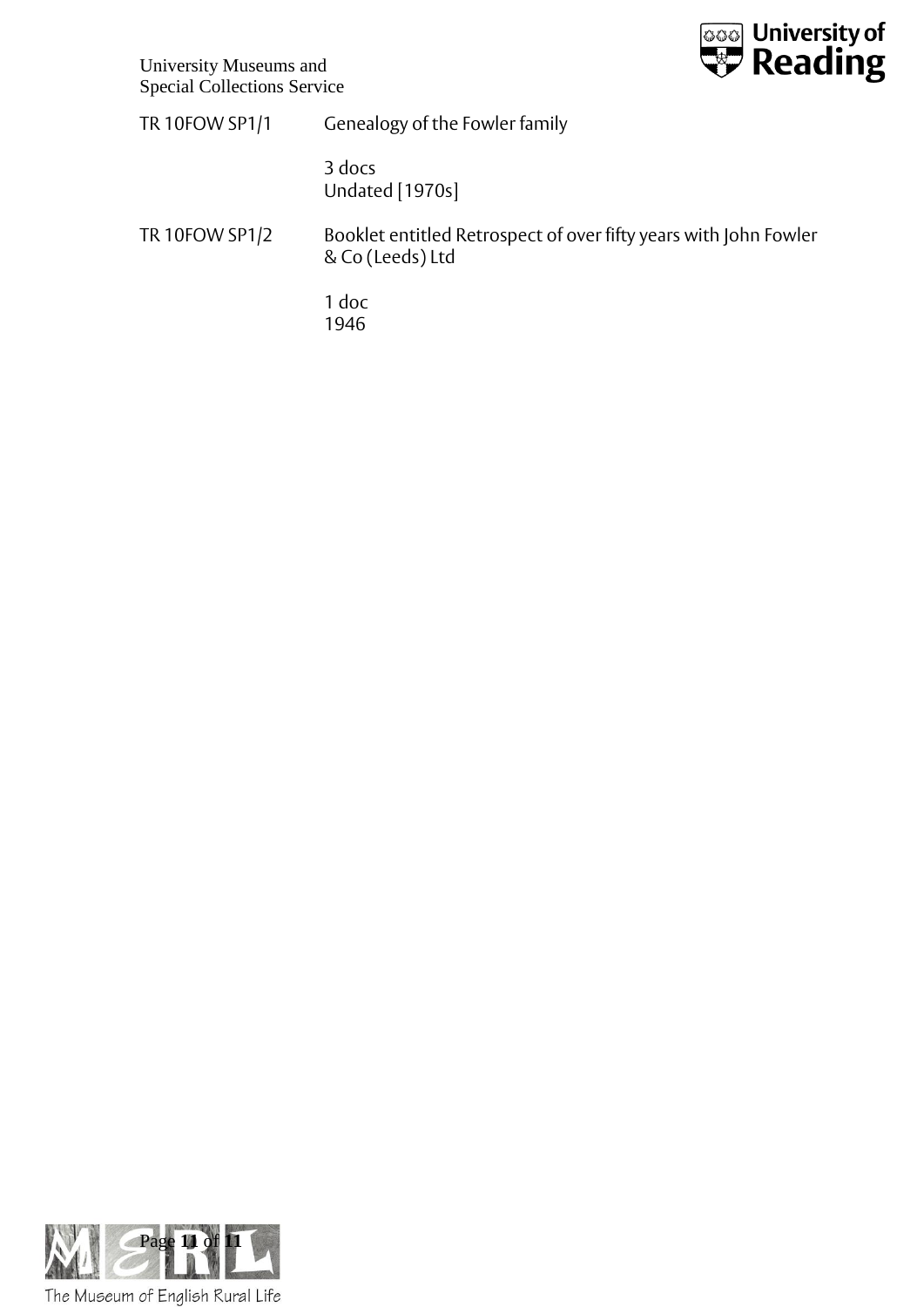| | |
|---|---|
| TR 10FOW SP1/1 | Genealogy of the Fowler family<br><br>3 docs<br>Undated [1970s] |
| TR 10FOW SP1/2 | Booklet entitled Retrospect of over fifty years with John Fowler & Co (Leeds) Ltd<br><br>1 doc<br>1946 |